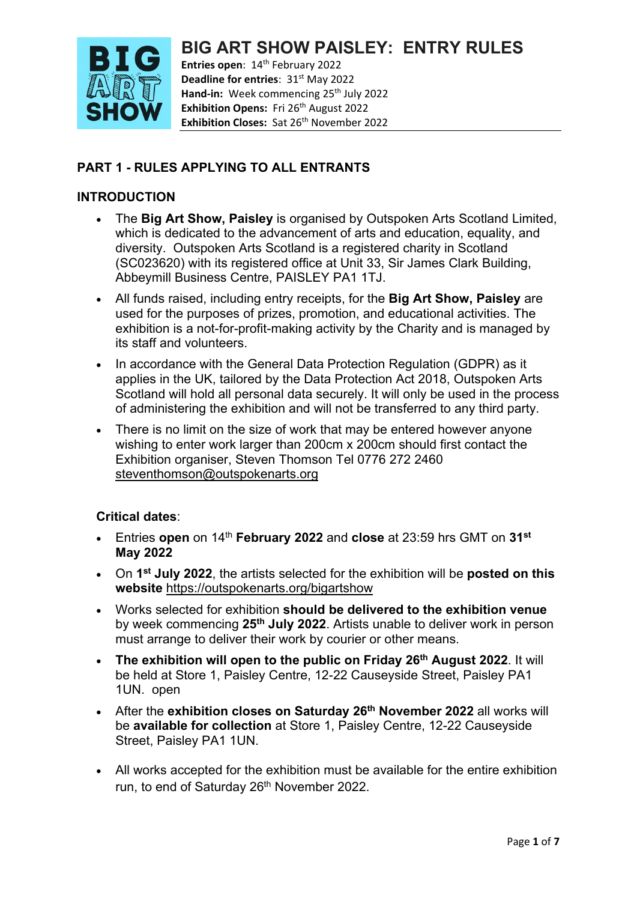# BIG ART SHOW PAISLEY: ENTRY RULES

**Entries open**: 14th February 2022
**Deadline for entries**: 31st May 2022
**Hand-in:** Week commencing 25th July 2022
**Exhibition Opens:** Fri 26th August 2022
**Exhibition Closes:** Sat 26th November 2022

## PART 1 - RULES APPLYING TO ALL ENTRANTS

### INTRODUCTION

- The **Big Art Show, Paisley** is organised by Outspoken Arts Scotland Limited, which is dedicated to the advancement of arts and education, equality, and diversity. Outspoken Arts Scotland is a registered charity in Scotland (SC023620) with its registered office at Unit 33, Sir James Clark Building, Abbeymill Business Centre, PAISLEY PA1 1TJ.
- All funds raised, including entry receipts, for the **Big Art Show, Paisley** are used for the purposes of prizes, promotion, and educational activities. The exhibition is a not-for-profit-making activity by the Charity and is managed by its staff and volunteers.
- In accordance with the General Data Protection Regulation (GDPR) as it applies in the UK, tailored by the Data Protection Act 2018, Outspoken Arts Scotland will hold all personal data securely. It will only be used in the process of administering the exhibition and will not be transferred to any third party.
- There is no limit on the size of work that may be entered however anyone wishing to enter work larger than 200cm x 200cm should first contact the Exhibition organiser, Steven Thomson Tel 0776 272 2460 steventhomson@outspokenarts.org

**Critical dates**:

- Entries **open** on 14th **February 2022** and **close** at 23:59 hrs GMT on **31st May 2022**
- On **1st July 2022**, the artists selected for the exhibition will be **posted on this website** https://outspokenarts.org/bigartshow
- Works selected for exhibition **should be delivered to the exhibition venue** by week commencing **25th July 2022**. Artists unable to deliver work in person must arrange to deliver their work by courier or other means.
- **The exhibition will open to the public on Friday 26th August 2022**. It will be held at Store 1, Paisley Centre, 12-22 Causeyside Street, Paisley PA1 1UN. open
- After the **exhibition closes on Saturday 26th November 2022** all works will be **available for collection** at Store 1, Paisley Centre, 12-22 Causeyside Street, Paisley PA1 1UN.
- All works accepted for the exhibition must be available for the entire exhibition run, to end of Saturday 26th November 2022.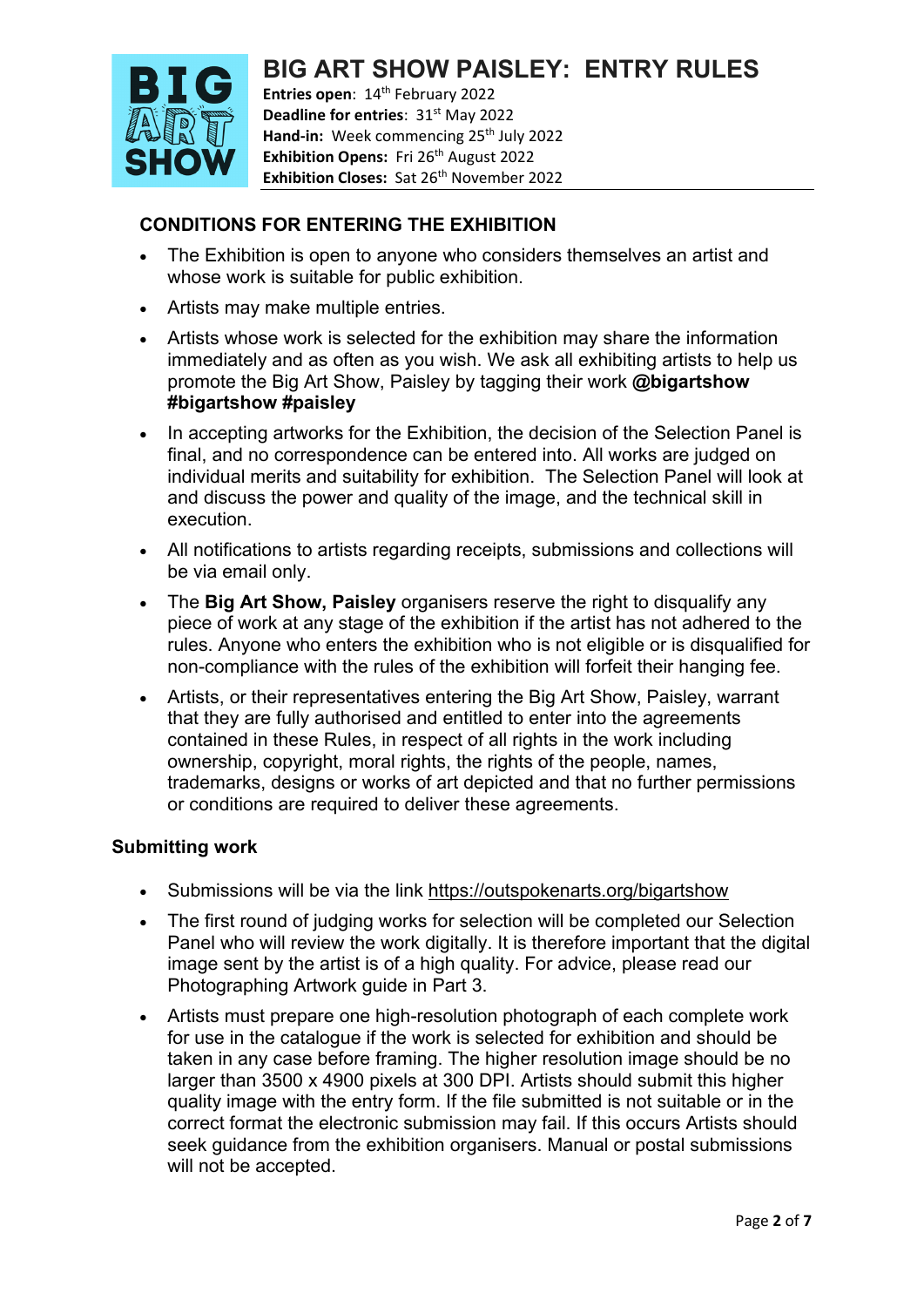# BIG ART SHOW PAISLEY: ENTRY RULES

**Entries open**: 14th February 2022
**Deadline for entries**: 31st May 2022
**Hand-in:** Week commencing 25th July 2022
**Exhibition Opens:** Fri 26th August 2022
**Exhibition Closes:** Sat 26th November 2022

## CONDITIONS FOR ENTERING THE EXHIBITION

- The Exhibition is open to anyone who considers themselves an artist and whose work is suitable for public exhibition.
- Artists may make multiple entries.
- Artists whose work is selected for the exhibition may share the information immediately and as often as you wish. We ask all exhibiting artists to help us promote the Big Art Show, Paisley by tagging their work **@bigartshow #bigartshow #paisley**
- In accepting artworks for the Exhibition, the decision of the Selection Panel is final, and no correspondence can be entered into. All works are judged on individual merits and suitability for exhibition. The Selection Panel will look at and discuss the power and quality of the image, and the technical skill in execution.
- All notifications to artists regarding receipts, submissions and collections will be via email only.
- The **Big Art Show, Paisley** organisers reserve the right to disqualify any piece of work at any stage of the exhibition if the artist has not adhered to the rules. Anyone who enters the exhibition who is not eligible or is disqualified for non-compliance with the rules of the exhibition will forfeit their hanging fee.
- Artists, or their representatives entering the Big Art Show, Paisley, warrant that they are fully authorised and entitled to enter into the agreements contained in these Rules, in respect of all rights in the work including ownership, copyright, moral rights, the rights of the people, names, trademarks, designs or works of art depicted and that no further permissions or conditions are required to deliver these agreements.

### Submitting work

- Submissions will be via the link https://outspokenarts.org/bigartshow
- The first round of judging works for selection will be completed our Selection Panel who will review the work digitally. It is therefore important that the digital image sent by the artist is of a high quality. For advice, please read our Photographing Artwork guide in Part 3.
- Artists must prepare one high-resolution photograph of each complete work for use in the catalogue if the work is selected for exhibition and should be taken in any case before framing. The higher resolution image should be no larger than 3500 x 4900 pixels at 300 DPI. Artists should submit this higher quality image with the entry form. If the file submitted is not suitable or in the correct format the electronic submission may fail. If this occurs Artists should seek guidance from the exhibition organisers. Manual or postal submissions will not be accepted.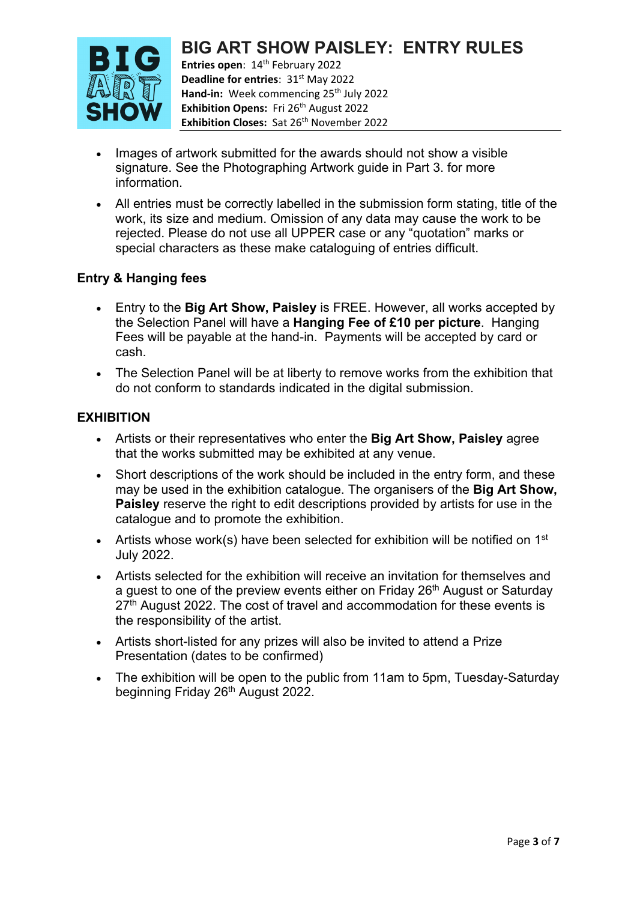# BIG ART SHOW PAISLEY: ENTRY RULES

**Entries open**: 14th February 2022
**Deadline for entries**: 31st May 2022
**Hand-in:** Week commencing 25th July 2022
**Exhibition Opens:** Fri 26th August 2022
**Exhibition Closes:** Sat 26th November 2022

- Images of artwork submitted for the awards should not show a visible signature. See the Photographing Artwork guide in Part 3. for more information.
- All entries must be correctly labelled in the submission form stating, title of the work, its size and medium. Omission of any data may cause the work to be rejected. Please do not use all UPPER case or any "quotation" marks or special characters as these make cataloguing of entries difficult.

### Entry & Hanging fees

- Entry to the **Big Art Show, Paisley** is FREE. However, all works accepted by the Selection Panel will have a **Hanging Fee of £10 per picture**. Hanging Fees will be payable at the hand-in. Payments will be accepted by card or cash.
- The Selection Panel will be at liberty to remove works from the exhibition that do not conform to standards indicated in the digital submission.

### EXHIBITION

- Artists or their representatives who enter the **Big Art Show, Paisley** agree that the works submitted may be exhibited at any venue.
- Short descriptions of the work should be included in the entry form, and these may be used in the exhibition catalogue. The organisers of the **Big Art Show, Paisley** reserve the right to edit descriptions provided by artists for use in the catalogue and to promote the exhibition.
- Artists whose work(s) have been selected for exhibition will be notified on 1st July 2022.
- Artists selected for the exhibition will receive an invitation for themselves and a guest to one of the preview events either on Friday 26th August or Saturday 27th August 2022. The cost of travel and accommodation for these events is the responsibility of the artist.
- Artists short-listed for any prizes will also be invited to attend a Prize Presentation (dates to be confirmed)
- The exhibition will be open to the public from 11am to 5pm, Tuesday-Saturday beginning Friday 26th August 2022.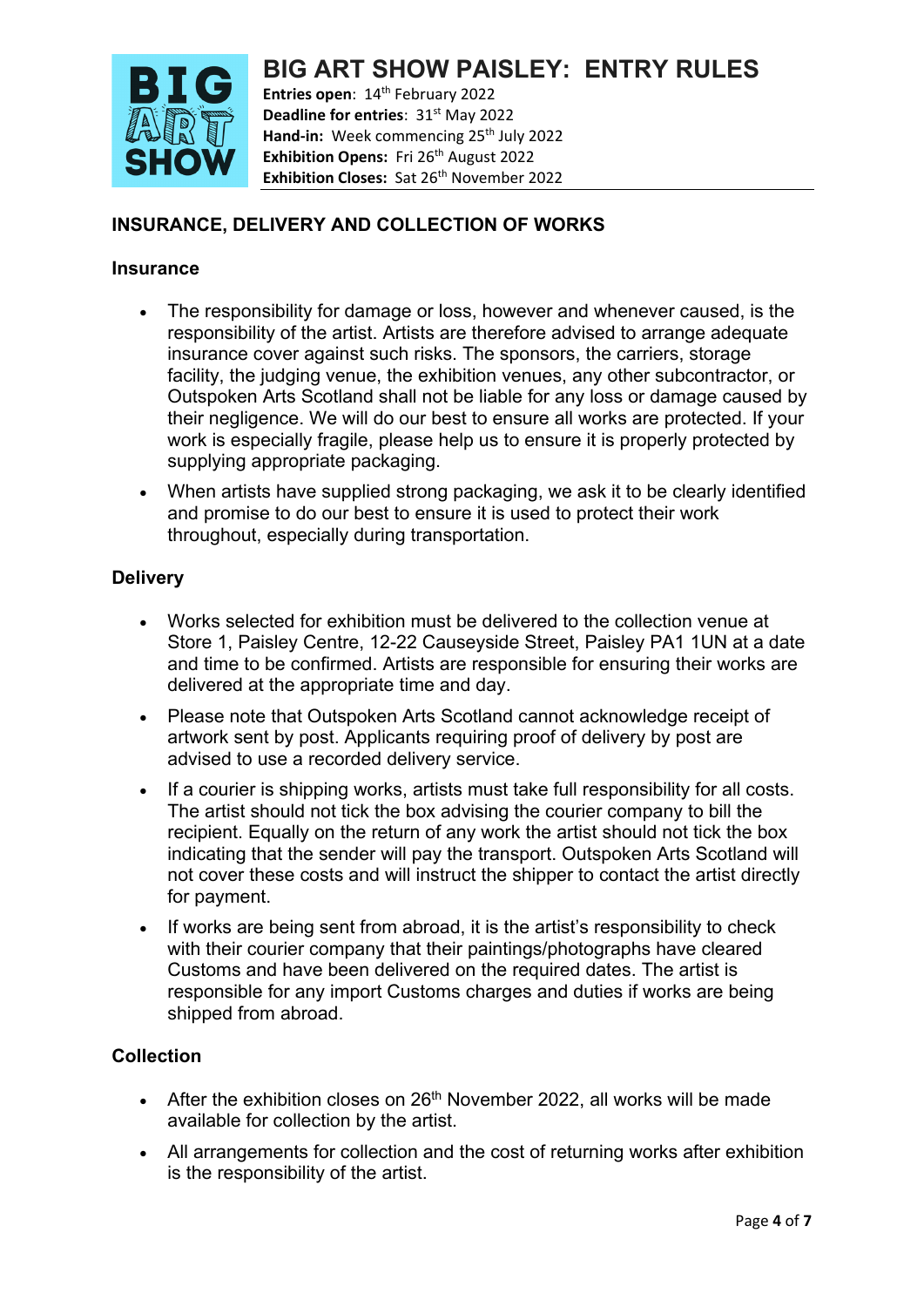# BIG ART SHOW PAISLEY: ENTRY RULES

**Entries open**: 14th February 2022
**Deadline for entries**: 31st May 2022
**Hand-in:** Week commencing 25th July 2022
**Exhibition Opens:** Fri 26th August 2022
**Exhibition Closes:** Sat 26th November 2022

## INSURANCE, DELIVERY AND COLLECTION OF WORKS

### Insurance

- The responsibility for damage or loss, however and whenever caused, is the responsibility of the artist. Artists are therefore advised to arrange adequate insurance cover against such risks. The sponsors, the carriers, storage facility, the judging venue, the exhibition venues, any other subcontractor, or Outspoken Arts Scotland shall not be liable for any loss or damage caused by their negligence. We will do our best to ensure all works are protected. If your work is especially fragile, please help us to ensure it is properly protected by supplying appropriate packaging.
- When artists have supplied strong packaging, we ask it to be clearly identified and promise to do our best to ensure it is used to protect their work throughout, especially during transportation.

### Delivery

- Works selected for exhibition must be delivered to the collection venue at Store 1, Paisley Centre, 12-22 Causeyside Street, Paisley PA1 1UN at a date and time to be confirmed. Artists are responsible for ensuring their works are delivered at the appropriate time and day.
- Please note that Outspoken Arts Scotland cannot acknowledge receipt of artwork sent by post. Applicants requiring proof of delivery by post are advised to use a recorded delivery service.
- If a courier is shipping works, artists must take full responsibility for all costs. The artist should not tick the box advising the courier company to bill the recipient. Equally on the return of any work the artist should not tick the box indicating that the sender will pay the transport. Outspoken Arts Scotland will not cover these costs and will instruct the shipper to contact the artist directly for payment.
- If works are being sent from abroad, it is the artist's responsibility to check with their courier company that their paintings/photographs have cleared Customs and have been delivered on the required dates. The artist is responsible for any import Customs charges and duties if works are being shipped from abroad.

### Collection

- After the exhibition closes on 26th November 2022, all works will be made available for collection by the artist.
- All arrangements for collection and the cost of returning works after exhibition is the responsibility of the artist.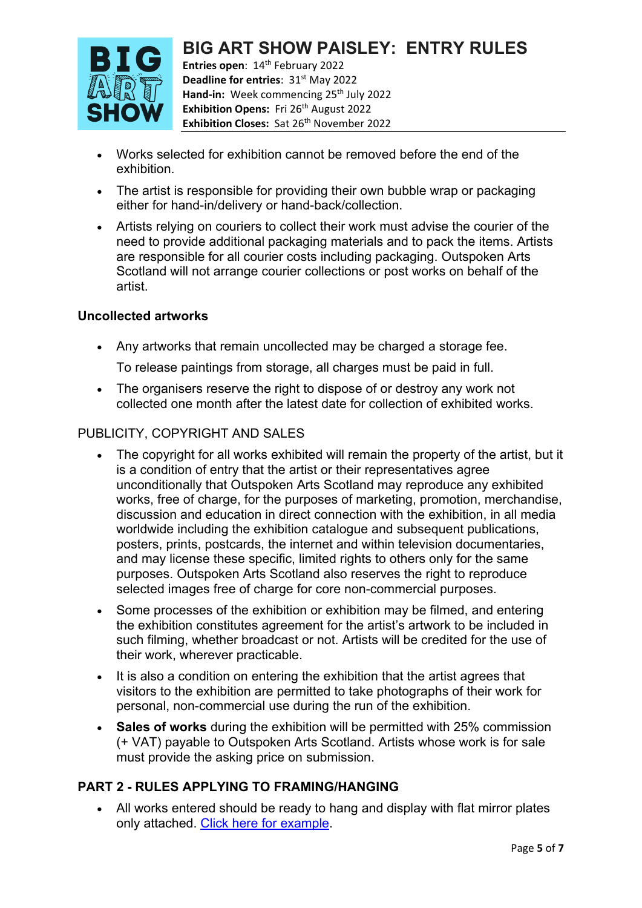- Works selected for exhibition cannot be removed before the end of the exhibition.
- The artist is responsible for providing their own bubble wrap or packaging either for hand-in/delivery or hand-back/collection.
- Artists relying on couriers to collect their work must advise the courier of the need to provide additional packaging materials and to pack the items. Artists are responsible for all courier costs including packaging. Outspoken Arts Scotland will not arrange courier collections or post works on behalf of the artist.

**Uncollected artworks**

- Any artworks that remain uncollected may be charged a storage fee.

  To release paintings from storage, all charges must be paid in full.
- The organisers reserve the right to dispose of or destroy any work not collected one month after the latest date for collection of exhibited works.

PUBLICITY, COPYRIGHT AND SALES

- The copyright for all works exhibited will remain the property of the artist, but it is a condition of entry that the artist or their representatives agree unconditionally that Outspoken Arts Scotland may reproduce any exhibited works, free of charge, for the purposes of marketing, promotion, merchandise, discussion and education in direct connection with the exhibition, in all media worldwide including the exhibition catalogue and subsequent publications, posters, prints, postcards, the internet and within television documentaries, and may license these specific, limited rights to others only for the same purposes. Outspoken Arts Scotland also reserves the right to reproduce selected images free of charge for core non-commercial purposes.
- Some processes of the exhibition or exhibition may be filmed, and entering the exhibition constitutes agreement for the artist's artwork to be included in such filming, whether broadcast or not. Artists will be credited for the use of their work, wherever practicable.
- It is also a condition on entering the exhibition that the artist agrees that visitors to the exhibition are permitted to take photographs of their work for personal, non-commercial use during the run of the exhibition.
- **Sales of works** during the exhibition will be permitted with 25% commission (+ VAT) payable to Outspoken Arts Scotland. Artists whose work is for sale must provide the asking price on submission.

## PART 2 - RULES APPLYING TO FRAMING/HANGING

- All works entered should be ready to hang and display with flat mirror plates only attached. Click here for example.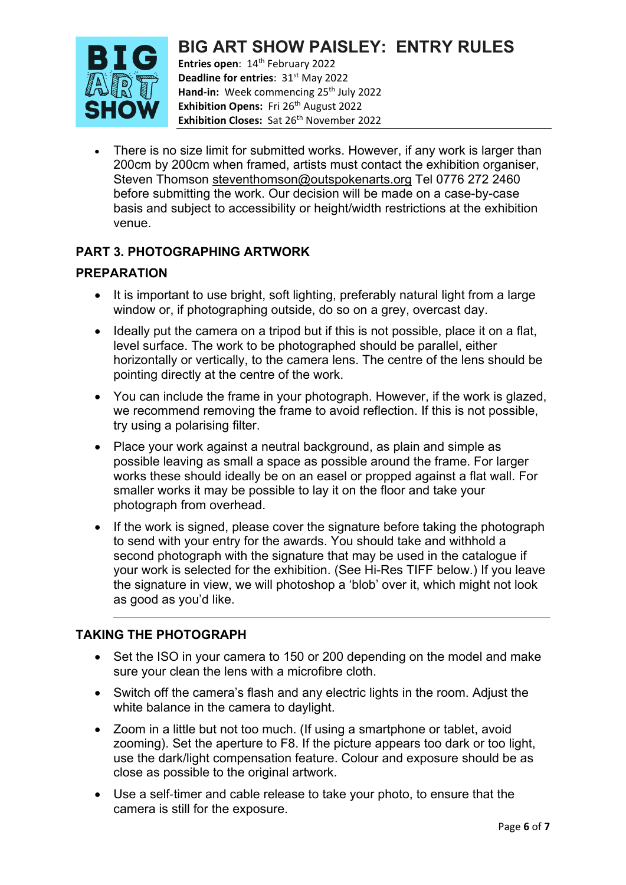# BIG ART SHOW PAISLEY: ENTRY RULES

**Entries open**: 14th February 2022
**Deadline for entries**: 31st May 2022
**Hand-in:** Week commencing 25th July 2022
**Exhibition Opens:** Fri 26th August 2022
**Exhibition Closes:** Sat 26th November 2022

- There is no size limit for submitted works. However, if any work is larger than 200cm by 200cm when framed, artists must contact the exhibition organiser, Steven Thomson steventhomson@outspokenarts.org Tel 0776 272 2460 before submitting the work. Our decision will be made on a case-by-case basis and subject to accessibility or height/width restrictions at the exhibition venue.

## PART 3. PHOTOGRAPHING ARTWORK

### PREPARATION

- It is important to use bright, soft lighting, preferably natural light from a large window or, if photographing outside, do so on a grey, overcast day.
- Ideally put the camera on a tripod but if this is not possible, place it on a flat, level surface. The work to be photographed should be parallel, either horizontally or vertically, to the camera lens. The centre of the lens should be pointing directly at the centre of the work.
- You can include the frame in your photograph. However, if the work is glazed, we recommend removing the frame to avoid reflection. If this is not possible, try using a polarising filter.
- Place your work against a neutral background, as plain and simple as possible leaving as small a space as possible around the frame. For larger works these should ideally be on an easel or propped against a flat wall. For smaller works it may be possible to lay it on the floor and take your photograph from overhead.
- If the work is signed, please cover the signature before taking the photograph to send with your entry for the awards. You should take and withhold a second photograph with the signature that may be used in the catalogue if your work is selected for the exhibition. (See Hi-Res TIFF below.) If you leave the signature in view, we will photoshop a 'blob' over it, which might not look as good as you'd like.

---

### TAKING THE PHOTOGRAPH

- Set the ISO in your camera to 150 or 200 depending on the model and make sure your clean the lens with a microfibre cloth.
- Switch off the camera's flash and any electric lights in the room. Adjust the white balance in the camera to daylight.
- Zoom in a little but not too much. (If using a smartphone or tablet, avoid zooming). Set the aperture to F8. If the picture appears too dark or too light, use the dark/light compensation feature. Colour and exposure should be as close as possible to the original artwork.
- Use a self-timer and cable release to take your photo, to ensure that the camera is still for the exposure.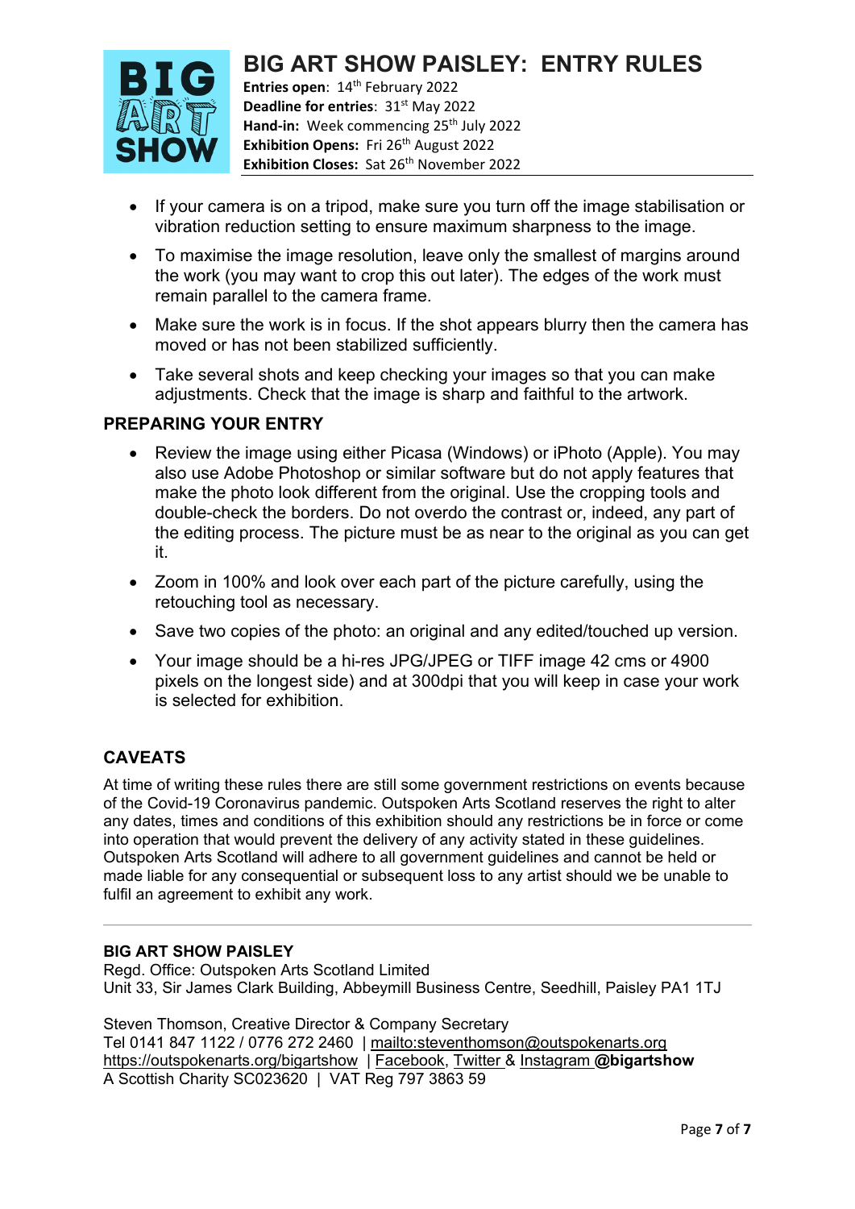# BIG ART SHOW PAISLEY: ENTRY RULES

**Entries open**: 14th February 2022
**Deadline for entries**: 31st May 2022
**Hand-in:** Week commencing 25th July 2022
**Exhibition Opens:** Fri 26th August 2022
**Exhibition Closes:** Sat 26th November 2022

- If your camera is on a tripod, make sure you turn off the image stabilisation or vibration reduction setting to ensure maximum sharpness to the image.
- To maximise the image resolution, leave only the smallest of margins around the work (you may want to crop this out later). The edges of the work must remain parallel to the camera frame.
- Make sure the work is in focus. If the shot appears blurry then the camera has moved or has not been stabilized sufficiently.
- Take several shots and keep checking your images so that you can make adjustments. Check that the image is sharp and faithful to the artwork.

## PREPARING YOUR ENTRY

- Review the image using either Picasa (Windows) or iPhoto (Apple). You may also use Adobe Photoshop or similar software but do not apply features that make the photo look different from the original. Use the cropping tools and double-check the borders. Do not overdo the contrast or, indeed, any part of the editing process. The picture must be as near to the original as you can get it.
- Zoom in 100% and look over each part of the picture carefully, using the retouching tool as necessary.
- Save two copies of the photo: an original and any edited/touched up version.
- Your image should be a hi-res JPG/JPEG or TIFF image 42 cms or 4900 pixels on the longest side) and at 300dpi that you will keep in case your work is selected for exhibition.

## CAVEATS

At time of writing these rules there are still some government restrictions on events because of the Covid-19 Coronavirus pandemic. Outspoken Arts Scotland reserves the right to alter any dates, times and conditions of this exhibition should any restrictions be in force or come into operation that would prevent the delivery of any activity stated in these guidelines. Outspoken Arts Scotland will adhere to all government guidelines and cannot be held or made liable for any consequential or subsequent loss to any artist should we be unable to fulfil an agreement to exhibit any work.

---

**BIG ART SHOW PAISLEY**
Regd. Office: Outspoken Arts Scotland Limited
Unit 33, Sir James Clark Building, Abbeymill Business Centre, Seedhill, Paisley PA1 1TJ

Steven Thomson, Creative Director & Company Secretary
Tel 0141 847 1122 / 0776 272 2460 | mailto:steventhomson@outspokenarts.org
https://outspokenarts.org/bigartshow | Facebook, Twitter & Instagram **@bigartshow**
A Scottish Charity SC023620 | VAT Reg 797 3863 59